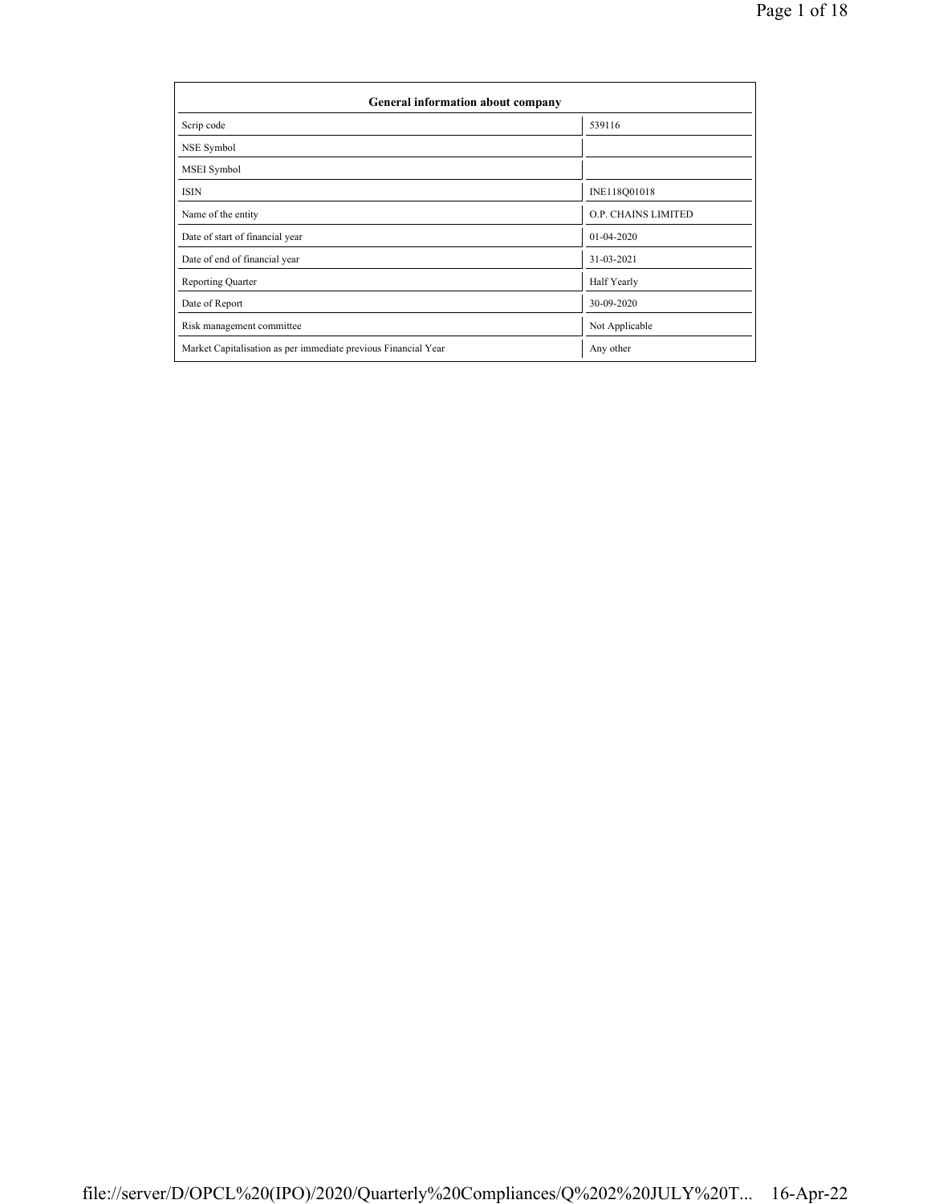| General information about company | |
|---|---|
| Scrip code | 539116 |
| NSE Symbol | |
| MSEI Symbol | |
| ISIN | INE118Q01018 |
| Name of the entity | O.P. CHAINS LIMITED |
| Date of start of financial year | 01-04-2020 |
| Date of end of financial year | 31-03-2021 |
| Reporting Quarter | Half Yearly |
| Date of Report | 30-09-2020 |
| Risk management committee | Not Applicable |
| Market Capitalisation as per immediate previous Financial Year | Any other |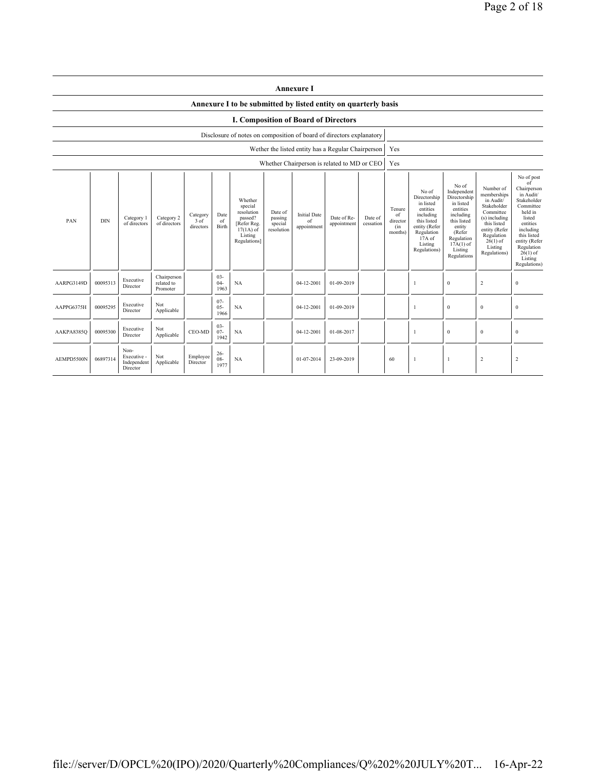## Annexure I

### Annexure I to be submitted by listed entity on quarterly basis

### I. Composition of Board of Directors

| Disclosure of notes on composition of board of directors explanatory | |
|---|---|
| Wether the listed entity has a Regular Chairperson | Yes |
| Whether Chairperson is related to MD or CEO | Yes |

| PAN | DIN | Category 1 of directors | Category 2 of directors | Category 3 of directors | Date of Birth | Whether special resolution passed? [Refer Reg. 17(1A) of Listing Regulations] | Date of passing special resolution | Initial Date of appointment | Date of Re-appointment | Date of cessation | Tenure of director (in months) | No of Directorship in listed entities including this listed entity (Refer Regulation 17A of Listing Regulations) | No of Independent Directorship in listed entities including this listed entity (Refer Regulation 17A(1) of Listing Regulations | Number of memberships in Audit/ Stakeholder Committee (s) including this listed entity (Refer Regulation 26(1) of Listing Regulations) | No of post of Chairperson in Audit/ Stakeholder Committee held in listed entities including this listed entity (Refer Regulation 26(1) of Listing Regulations) |
|---|---|---|---|---|---|---|---|---|---|---|---|---|---|---|---|
| AARPG3149D | 00095313 | Executive Director | Chairperson related to Promoter | | 03-04-1963 | NA | | 04-12-2001 | 01-09-2019 | | | 1 | 0 | 2 | 0 |
| AAPPG6375H | 00095295 | Executive Director | Not Applicable | | 07-05-1966 | NA | | 04-12-2001 | 01-09-2019 | | | 1 | 0 | 0 | 0 |
| AAKPA8385Q | 00095300 | Executive Director | Not Applicable | CEO-MD | 03-07-1942 | NA | | 04-12-2001 | 01-08-2017 | | | 1 | 0 | 0 | 0 |
| AEMPD5500N | 06897314 | Non-Executive - Independent Director | Not Applicable | Employee Director | 26-08-1977 | NA | | 01-07-2014 | 23-09-2019 | | 60 | 1 | 1 | 2 | 2 |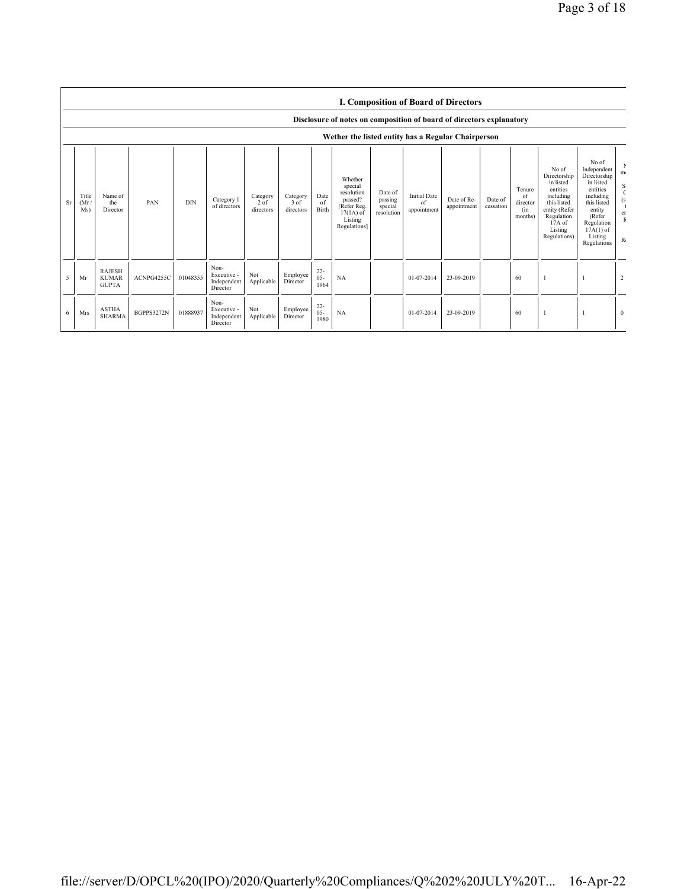## I. Composition of Board of Directors

**Disclosure of notes on composition of board of directors explanatory**

**Wether the listed entity has a Regular Chairperson**

| Sr | Title (Mr / Ms) | Name of the Director | PAN | DIN | Category 1 of directors | Category 2 of directors | Category 3 of directors | Date of Birth | Whether special resolution passed? [Refer Reg. 17(1A) of Listing Regulations] | Date of passing special resolution | Initial Date of appointment | Date of Re-appointment | Date of cessation | Tenure of director (in months) | No of Directorship in listed entities including this listed entity (Refer Regulation 17A of Listing Regulations) | No of Independent Directorship in listed entities including this listed entity (Refer Regulation 17A(1) of Listing Regulations | N m S C (s t e F R |
|---|---|---|---|---|---|---|---|---|---|---|---|---|---|---|---|---|---|
| 5 | Mr | RAJESH KUMAR GUPTA | ACNPG4255C | 01048355 | Non-Executive - Independent Director | Not Applicable | Employee Director | 22-05-1964 | NA | | 01-07-2014 | 23-09-2019 | | 60 | 1 | 1 | 2 |
| 6 | Mrs | ASTHA SHARMA | BGPPS3272N | 01888937 | Non-Executive - Independent Director | Not Applicable | Employee Director | 22-05-1980 | NA | | 01-07-2014 | 23-09-2019 | | 60 | 1 | 1 | 0 |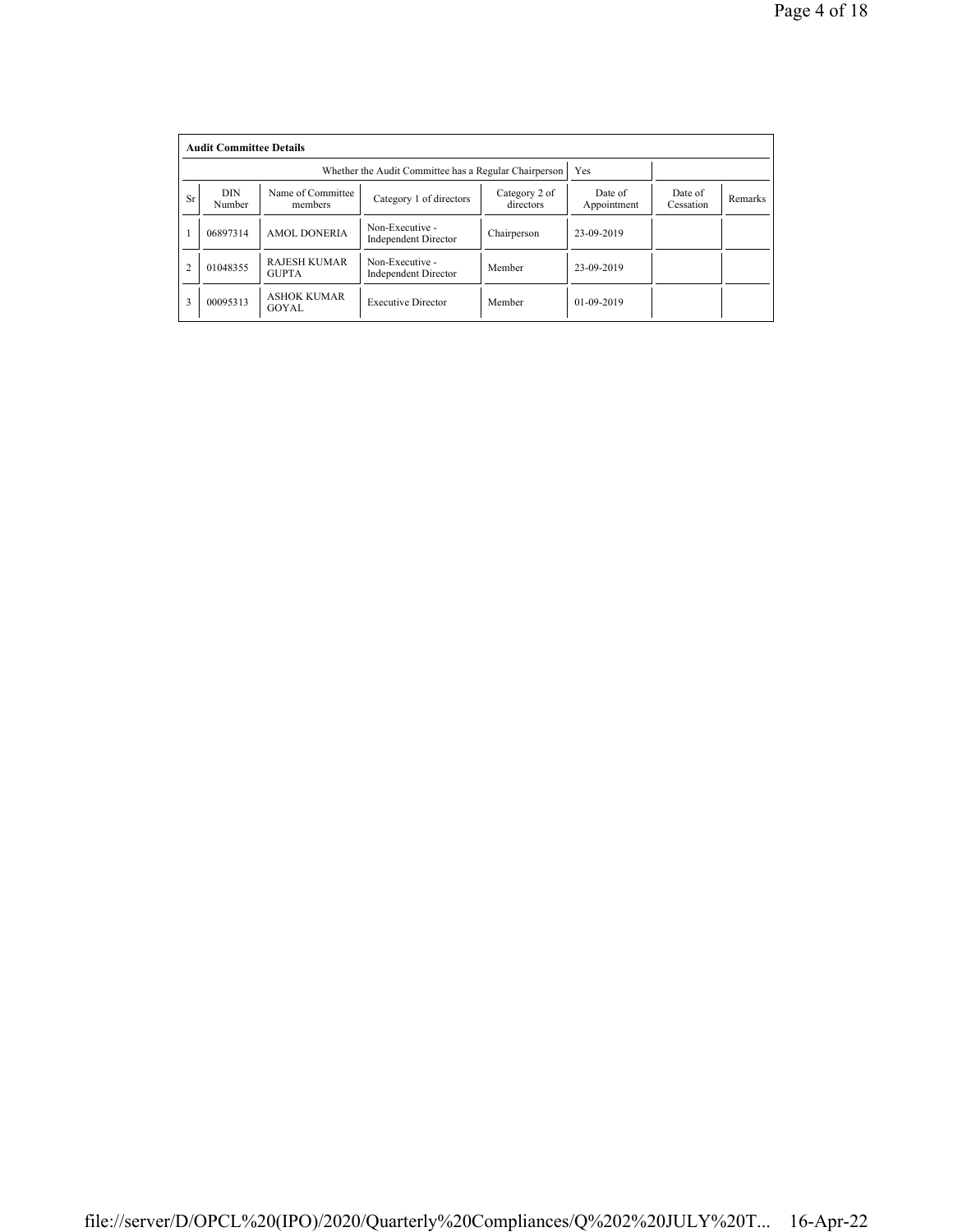**Audit Committee Details**

| Whether the Audit Committee has a Regular Chairperson | | | | | Yes | | |
|---|---|---|---|---|---|---|---|
| Sr | DIN Number | Name of Committee members | Category 1 of directors | Category 2 of directors | Date of Appointment | Date of Cessation | Remarks |
| 1 | 06897314 | AMOL DONERIA | Non-Executive - Independent Director | Chairperson | 23-09-2019 | | |
| 2 | 01048355 | RAJESH KUMAR GUPTA | Non-Executive - Independent Director | Member | 23-09-2019 | | |
| 3 | 00095313 | ASHOK KUMAR GOYAL | Executive Director | Member | 01-09-2019 | | |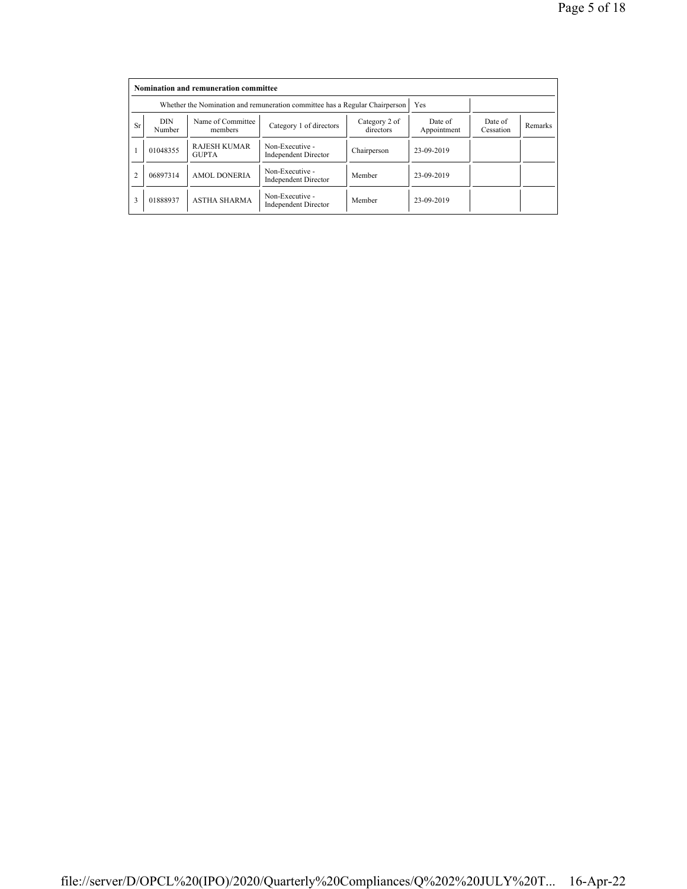| Nomination and remuneration committee | | | | | | | |
|---|---|---|---|---|---|---|---|
| Whether the Nomination and remuneration committee has a Regular Chairperson | | | | | Yes | | |
| Sr | DIN Number | Name of Committee members | Category 1 of directors | Category 2 of directors | Date of Appointment | Date of Cessation | Remarks |
| 1 | 01048355 | RAJESH KUMAR GUPTA | Non-Executive - Independent Director | Chairperson | 23-09-2019 | | |
| 2 | 06897314 | AMOL DONERIA | Non-Executive - Independent Director | Member | 23-09-2019 | | |
| 3 | 01888937 | ASTHA SHARMA | Non-Executive - Independent Director | Member | 23-09-2019 | | |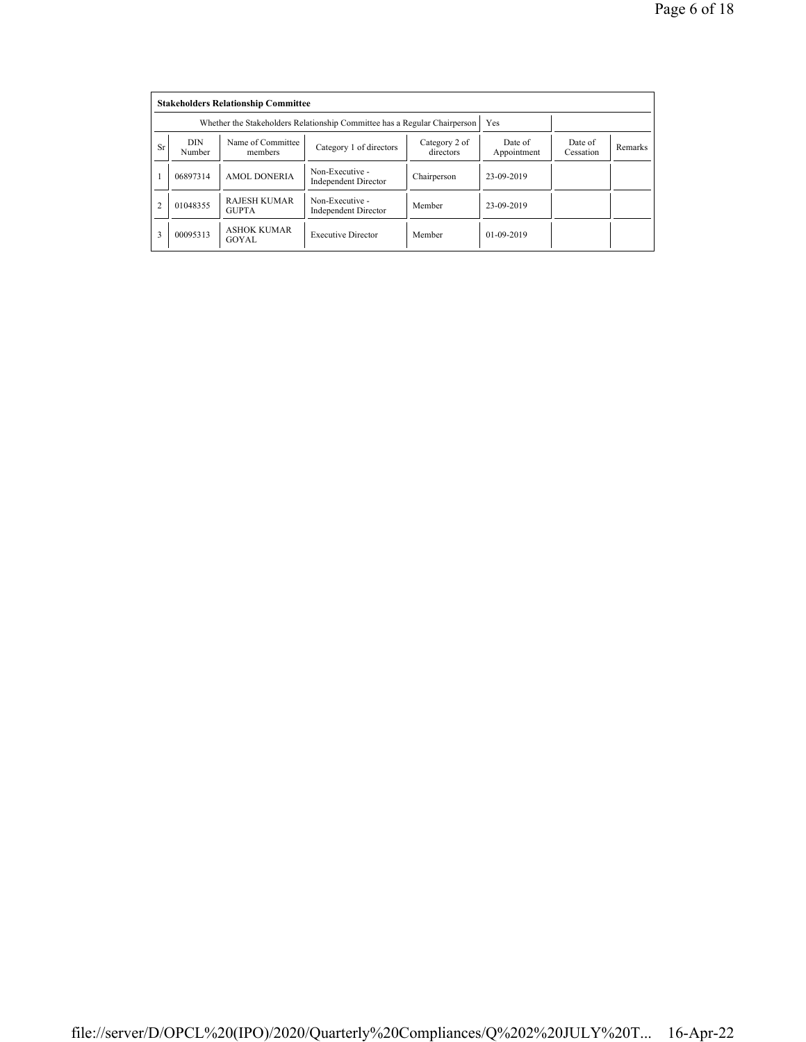**Stakeholders Relationship Committee**

| Whether the Stakeholders Relationship Committee has a Regular Chairperson | Yes |
|---|---|

| Sr | DIN Number | Name of Committee members | Category 1 of directors | Category 2 of directors | Date of Appointment | Date of Cessation | Remarks |
|---|---|---|---|---|---|---|---|
| 1 | 06897314 | AMOL DONERIA | Non-Executive - Independent Director | Chairperson | 23-09-2019 | | |
| 2 | 01048355 | RAJESH KUMAR GUPTA | Non-Executive - Independent Director | Member | 23-09-2019 | | |
| 3 | 00095313 | ASHOK KUMAR GOYAL | Executive Director | Member | 01-09-2019 | | |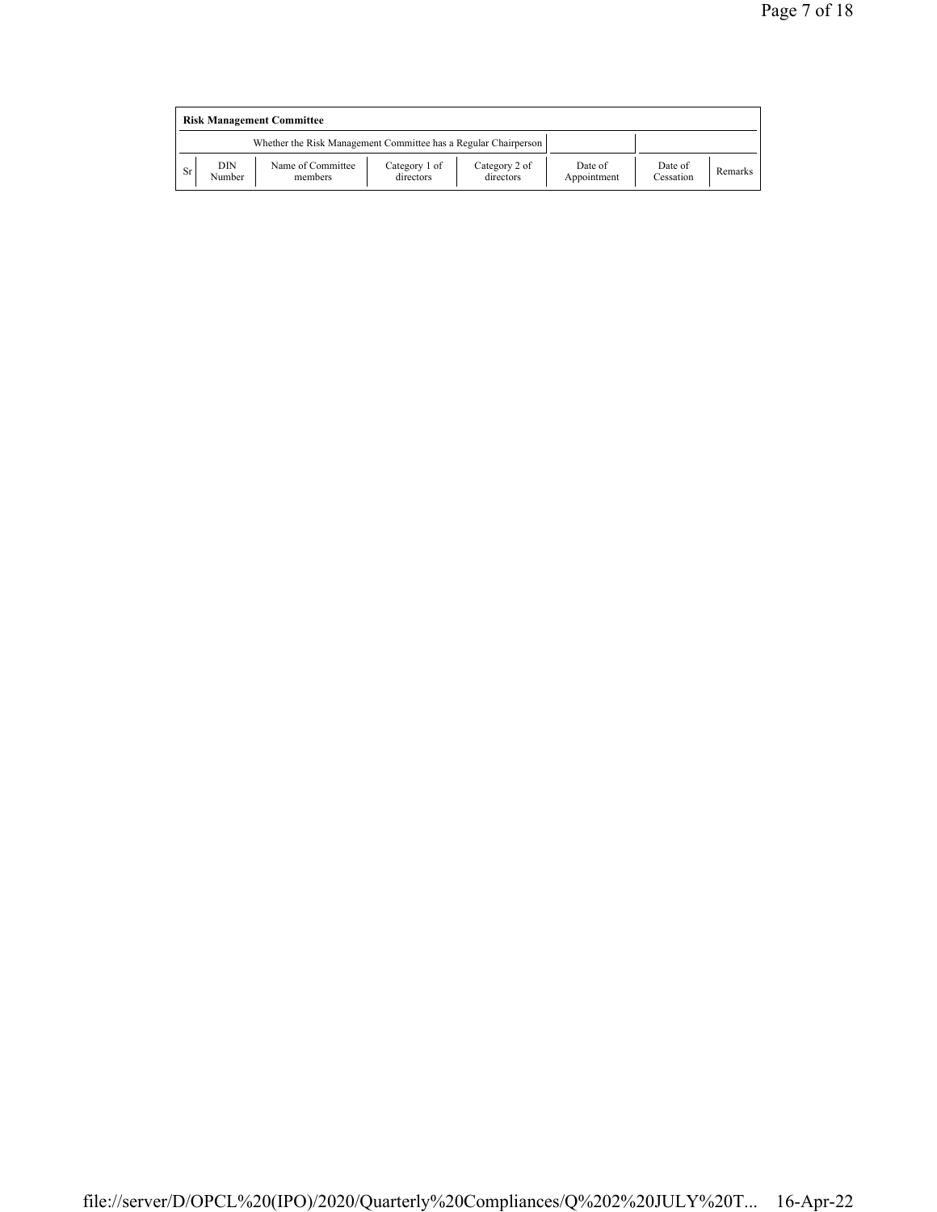| Risk Management Committee | | | | | | | |
|---|---|---|---|---|---|---|---|
| Whether the Risk Management Committee has a Regular Chairperson | | | | | | | |
| Sr | DIN Number | Name of Committee members | Category 1 of directors | Category 2 of directors | Date of Appointment | Date of Cessation | Remarks |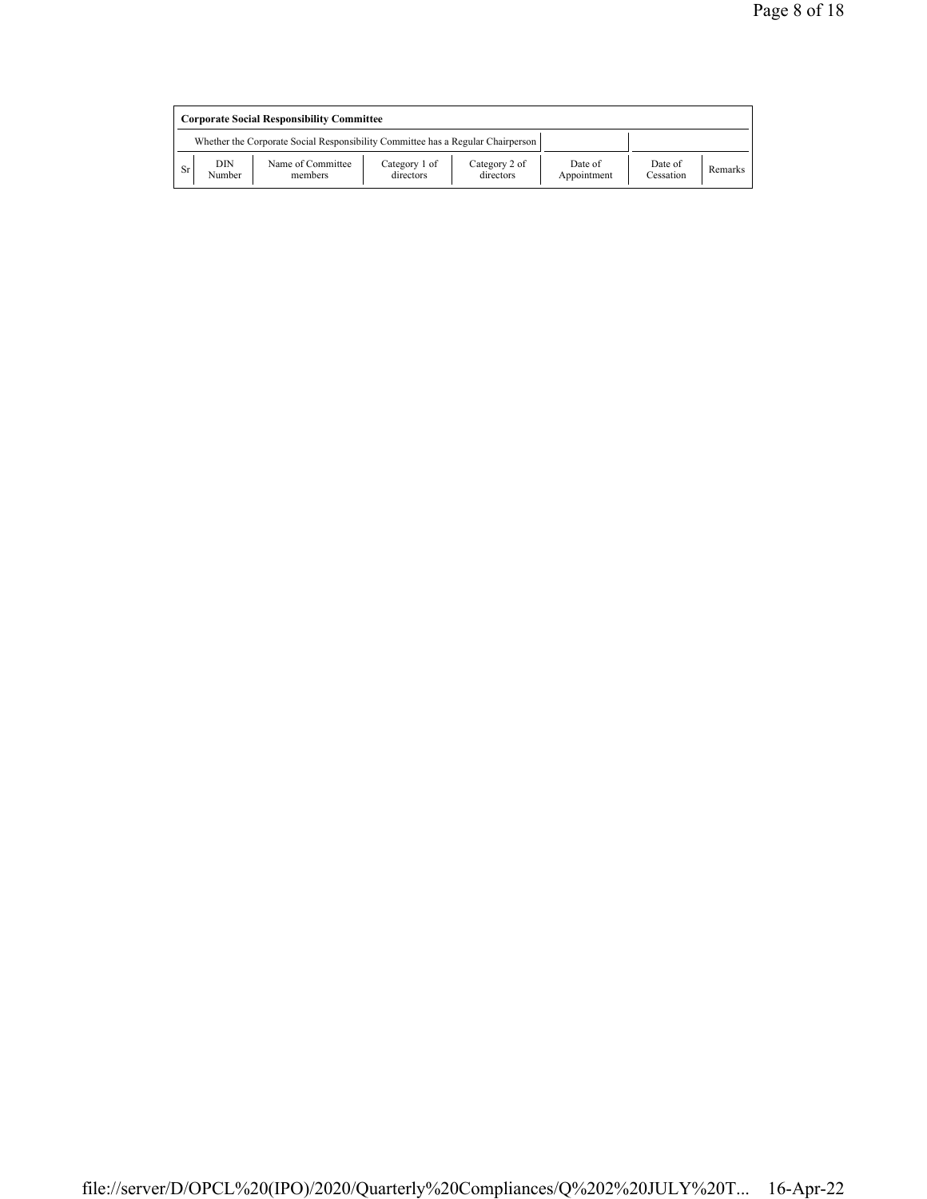| Corporate Social Responsibility Committee | | | | | | | |
|---|---|---|---|---|---|---|---|
| Whether the Corporate Social Responsibility Committee has a Regular Chairperson | | | | | | | |
| Sr | DIN Number | Name of Committee members | Category 1 of directors | Category 2 of directors | Date of Appointment | Date of Cessation | Remarks |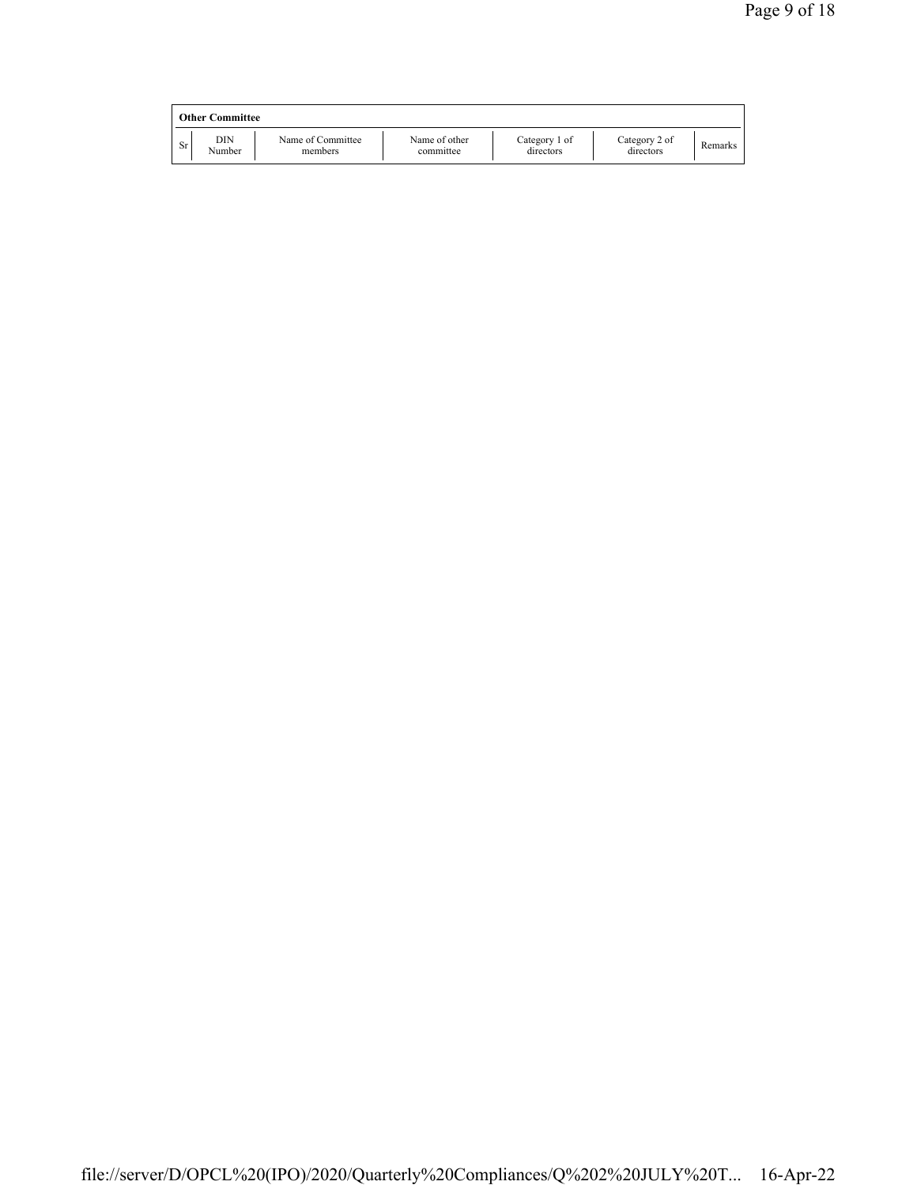**Other Committee**

| Sr | DIN Number | Name of Committee members | Name of other committee | Category 1 of directors | Category 2 of directors | Remarks |
|---|---|---|---|---|---|---|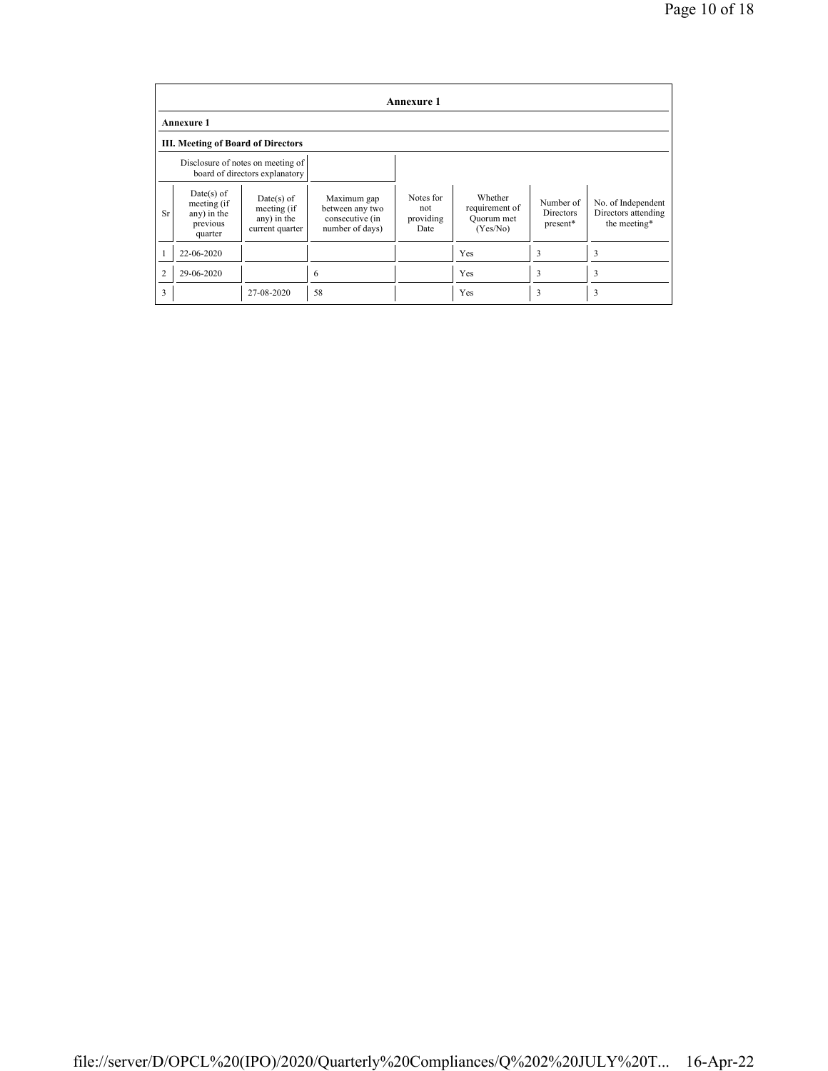## Annexure 1

**Annexure 1**

**III. Meeting of Board of Directors**

| Disclosure of notes on meeting of board of directors explanatory | |
|---|---|

| Sr | Date(s) of meeting (if any) in the previous quarter | Date(s) of meeting (if any) in the current quarter | Maximum gap between any two consecutive (in number of days) | Notes for not providing Date | Whether requirement of Quorum met (Yes/No) | Number of Directors present* | No. of Independent Directors attending the meeting* |
|---|---|---|---|---|---|---|---|
| 1 | 22-06-2020 | | | | Yes | 3 | 3 |
| 2 | 29-06-2020 | | 6 | | Yes | 3 | 3 |
| 3 | | 27-08-2020 | 58 | | Yes | 3 | 3 |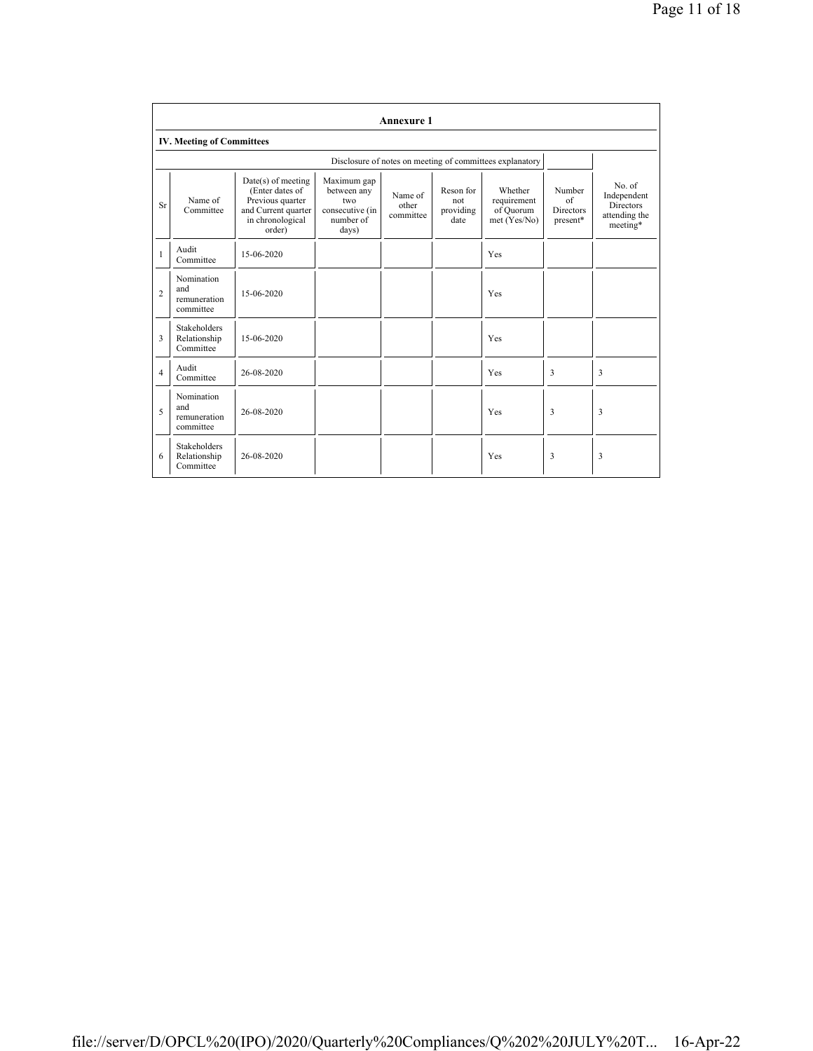## Annexure 1

### IV. Meeting of Committees

| | | | | | | | Disclosure of notes on meeting of committees explanatory | |
|---|---|---|---|---|---|---|---|---|
| Sr | Name of Committee | Date(s) of meeting (Enter dates of Previous quarter and Current quarter in chronological order) | Maximum gap between any two consecutive (in number of days) | Name of other committee | Reson for not providing date | Whether requirement of Quorum met (Yes/No) | Number of Directors present* | No. of Independent Directors attending the meeting* |
| 1 | Audit Committee | 15-06-2020 | | | | Yes | | |
| 2 | Nomination and remuneration committee | 15-06-2020 | | | | Yes | | |
| 3 | Stakeholders Relationship Committee | 15-06-2020 | | | | Yes | | |
| 4 | Audit Committee | 26-08-2020 | | | | Yes | 3 | 3 |
| 5 | Nomination and remuneration committee | 26-08-2020 | | | | Yes | 3 | 3 |
| 6 | Stakeholders Relationship Committee | 26-08-2020 | | | | Yes | 3 | 3 |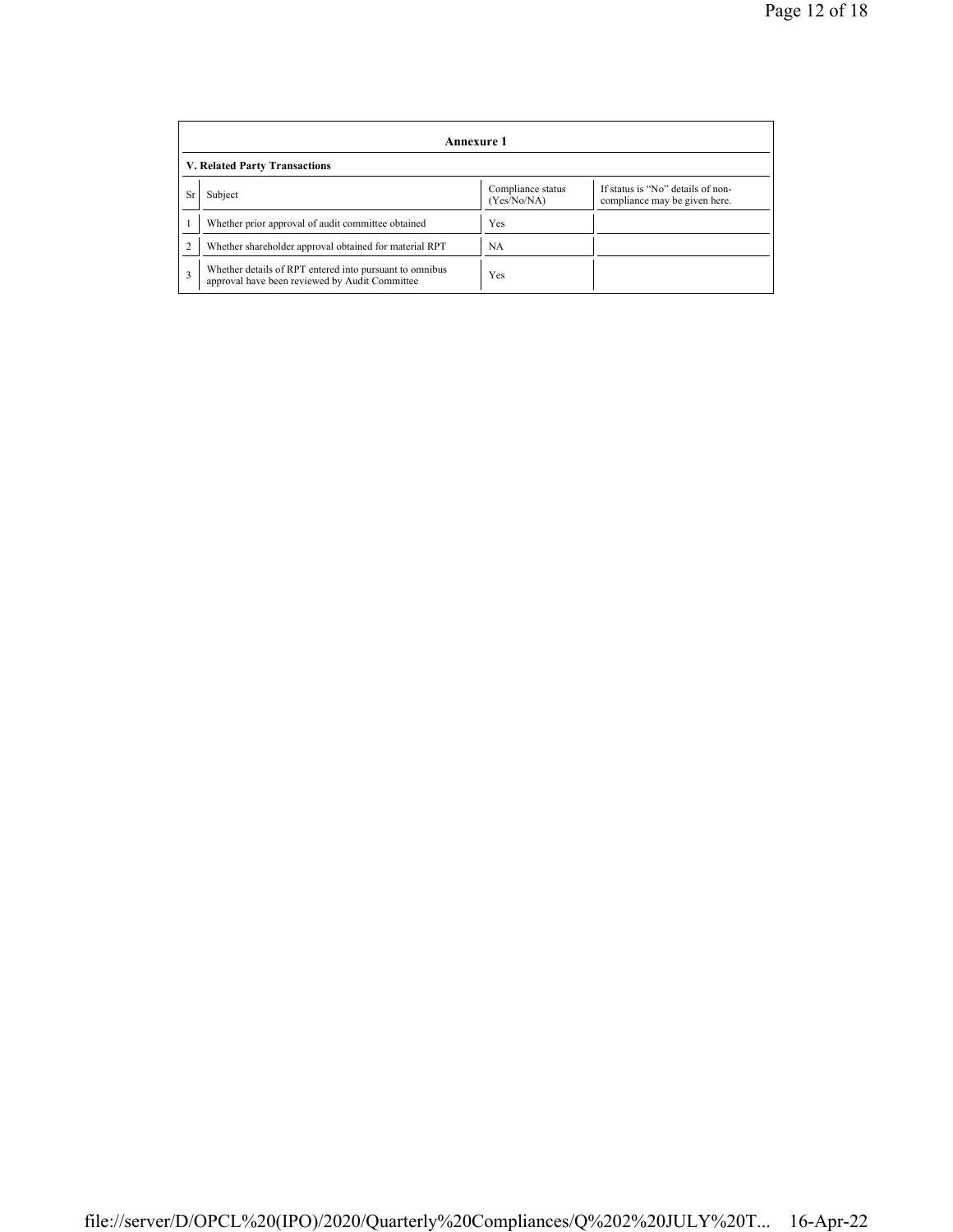## Annexure 1

### V. Related Party Transactions

| Sr | Subject | Compliance status (Yes/No/NA) | If status is "No" details of non-compliance may be given here. |
|---|---|---|---|
| 1 | Whether prior approval of audit committee obtained | Yes | |
| 2 | Whether shareholder approval obtained for material RPT | NA | |
| 3 | Whether details of RPT entered into pursuant to omnibus approval have been reviewed by Audit Committee | Yes | |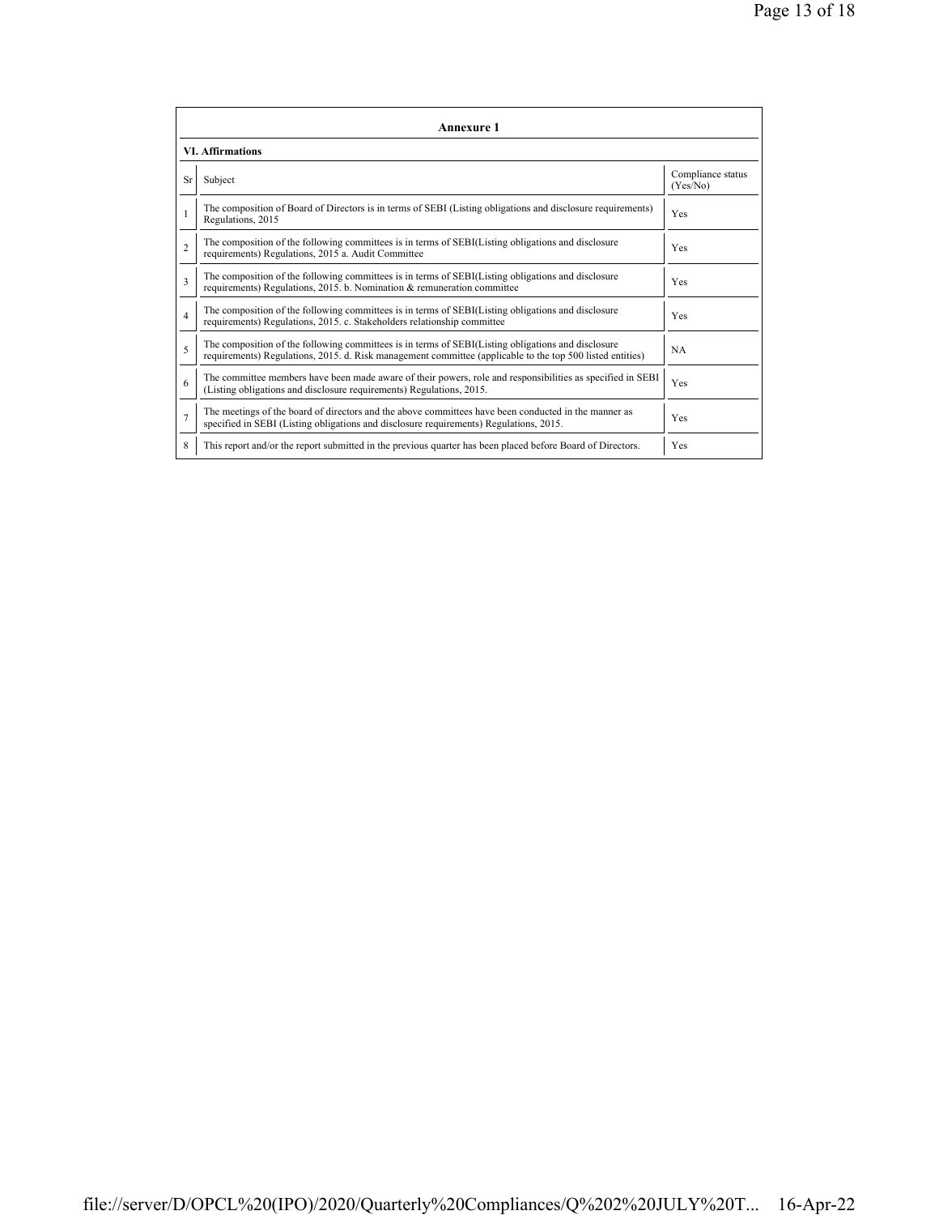## Annexure 1

### VI. Affirmations

| Sr | Subject | Compliance status (Yes/No) |
|---|---|---|
| 1 | The composition of Board of Directors is in terms of SEBI (Listing obligations and disclosure requirements) Regulations, 2015 | Yes |
| 2 | The composition of the following committees is in terms of SEBI(Listing obligations and disclosure requirements) Regulations, 2015 a. Audit Committee | Yes |
| 3 | The composition of the following committees is in terms of SEBI(Listing obligations and disclosure requirements) Regulations, 2015. b. Nomination & remuneration committee | Yes |
| 4 | The composition of the following committees is in terms of SEBI(Listing obligations and disclosure requirements) Regulations, 2015. c. Stakeholders relationship committee | Yes |
| 5 | The composition of the following committees is in terms of SEBI(Listing obligations and disclosure requirements) Regulations, 2015. d. Risk management committee (applicable to the top 500 listed entities) | NA |
| 6 | The committee members have been made aware of their powers, role and responsibilities as specified in SEBI (Listing obligations and disclosure requirements) Regulations, 2015. | Yes |
| 7 | The meetings of the board of directors and the above committees have been conducted in the manner as specified in SEBI (Listing obligations and disclosure requirements) Regulations, 2015. | Yes |
| 8 | This report and/or the report submitted in the previous quarter has been placed before Board of Directors. | Yes |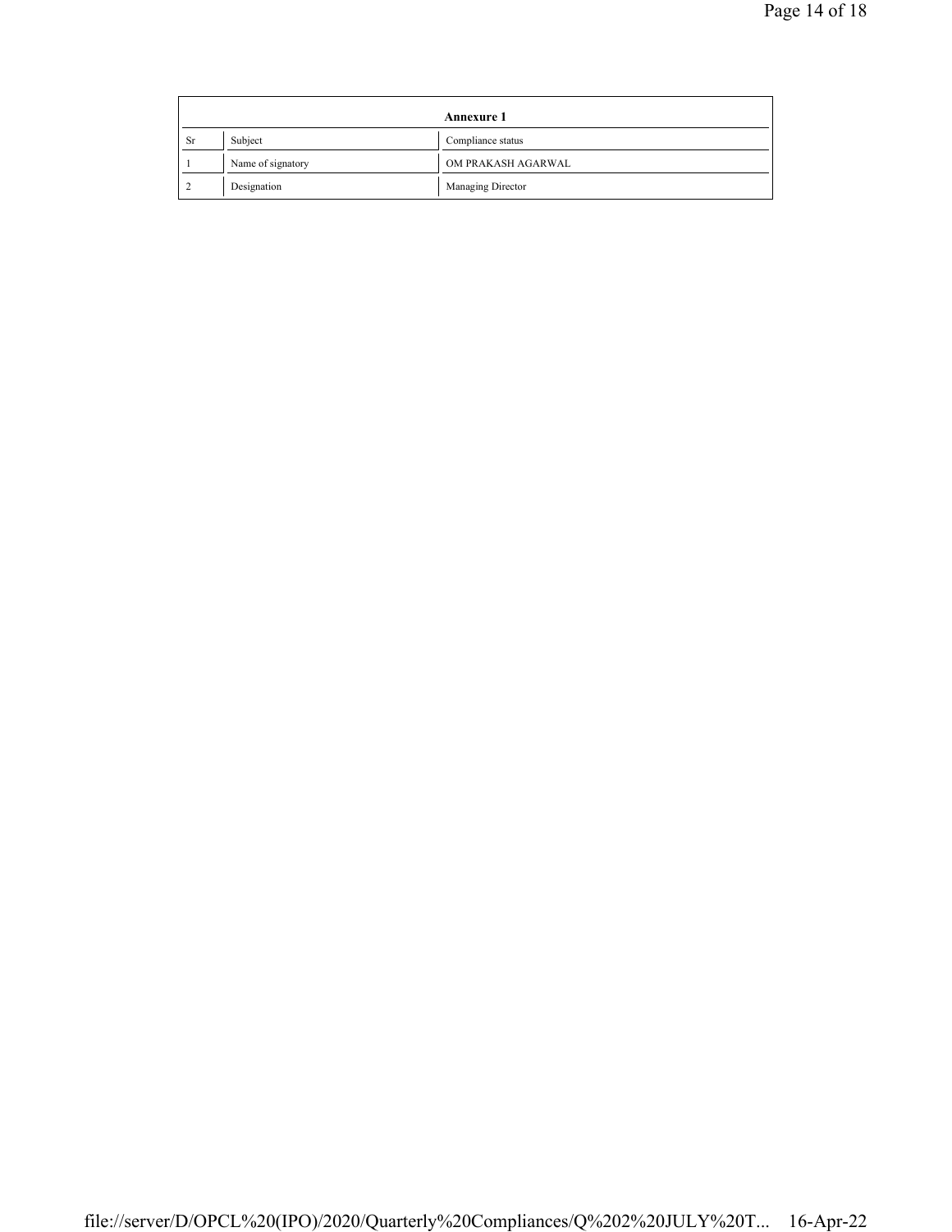| Annexure 1 | | |
|---|---|---|
| Sr | Subject | Compliance status |
| 1 | Name of signatory | OM PRAKASH AGARWAL |
| 2 | Designation | Managing Director |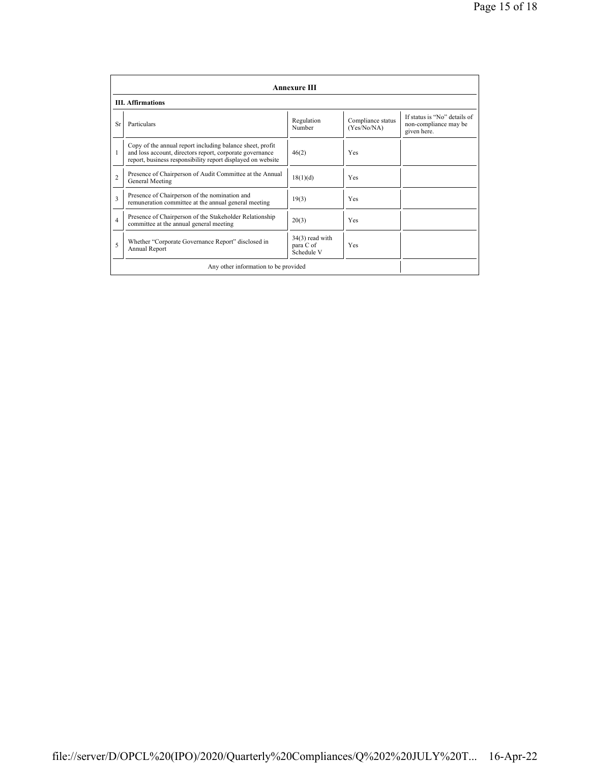## Annexure III

### III. Affirmations

| Sr | Particulars | Regulation Number | Compliance status (Yes/No/NA) | If status is "No" details of non-compliance may be given here. |
|---|---|---|---|---|
| 1 | Copy of the annual report including balance sheet, profit and loss account, directors report, corporate governance report, business responsibility report displayed on website | 46(2) | Yes | |
| 2 | Presence of Chairperson of Audit Committee at the Annual General Meeting | 18(1)(d) | Yes | |
| 3 | Presence of Chairperson of the nomination and remuneration committee at the annual general meeting | 19(3) | Yes | |
| 4 | Presence of Chairperson of the Stakeholder Relationship committee at the annual general meeting | 20(3) | Yes | |
| 5 | Whether "Corporate Governance Report" disclosed in Annual Report | 34(3) read with para C of Schedule V | Yes | |
| | Any other information to be provided | | | |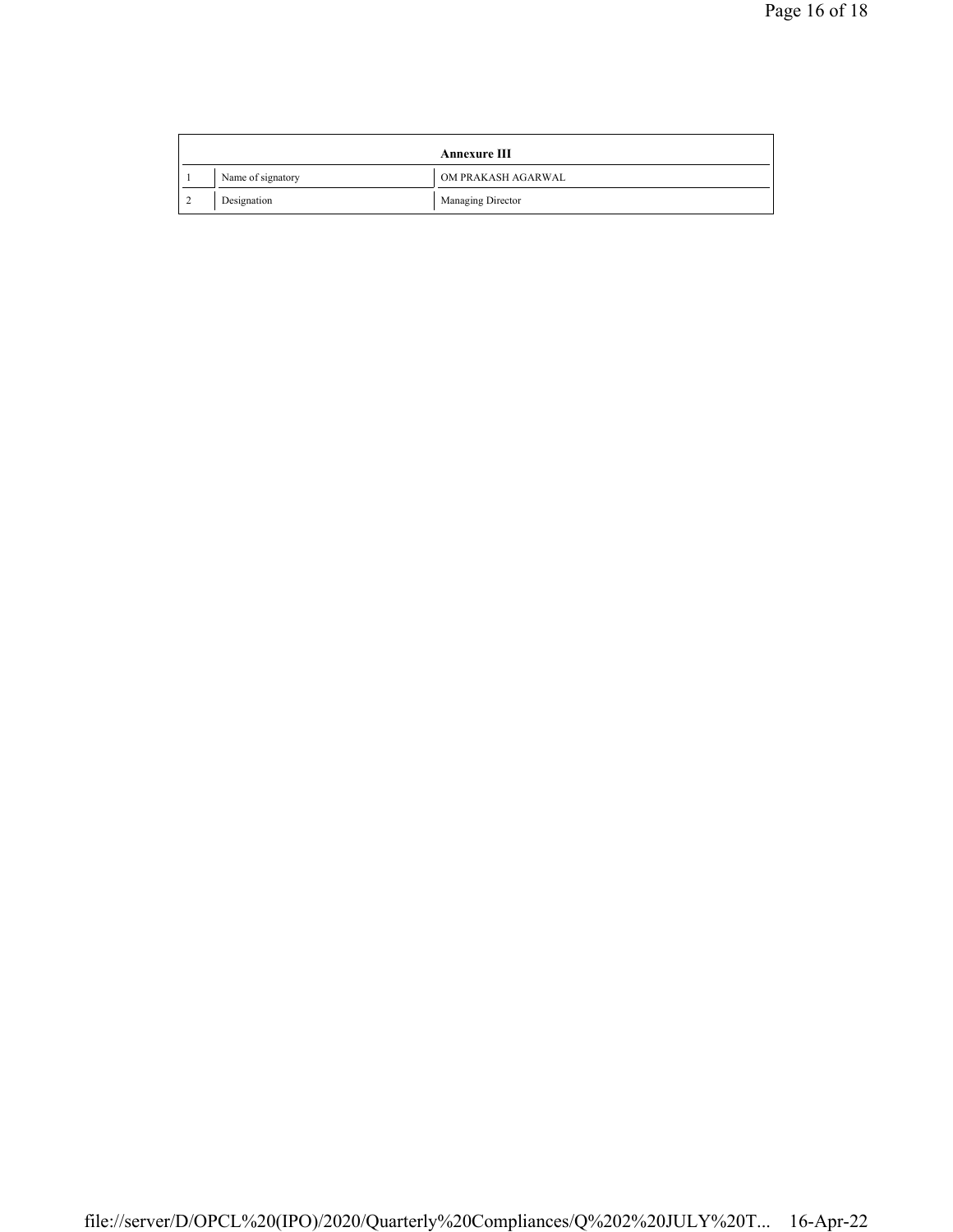| Annexure III | | |
|---|---|---|
| 1 | Name of signatory | OM PRAKASH AGARWAL |
| 2 | Designation | Managing Director |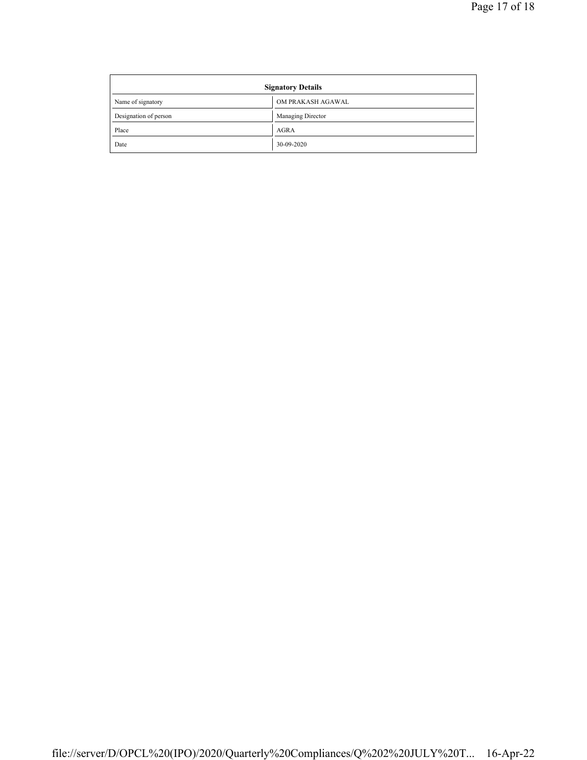| Signatory Details | |
|---|---|
| Name of signatory | OM PRAKASH AGAWAL |
| Designation of person | Managing Director |
| Place | AGRA |
| Date | 30-09-2020 |